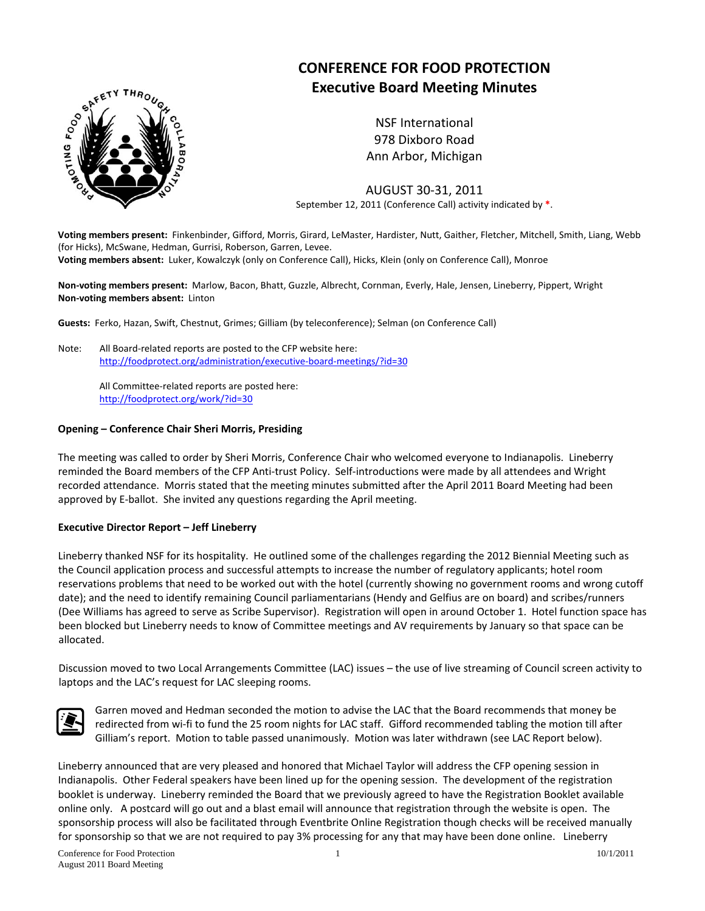# CONFERENCE FOR FOOD PROTECTION
## Executive Board Meeting Minutes

NSF International
978 Dixboro Road
Ann Arbor, Michigan

AUGUST 30-31, 2011
September 12, 2011 (Conference Call) activity indicated by *.

**Voting members present:** Finkenbinder, Gifford, Morris, Girard, LeMaster, Hardister, Nutt, Gaither, Fletcher, Mitchell, Smith, Liang, Webb (for Hicks), McSwane, Hedman, Gurrisi, Roberson, Garren, Levee.
**Voting members absent:** Luker, Kowalczyk (only on Conference Call), Hicks, Klein (only on Conference Call), Monroe

**Non-voting members present:** Marlow, Bacon, Bhatt, Guzzle, Albrecht, Cornman, Everly, Hale, Jensen, Lineberry, Pippert, Wright
**Non-voting members absent:** Linton

**Guests:** Ferko, Hazan, Swift, Chestnut, Grimes; Gilliam (by teleconference); Selman (on Conference Call)

Note: All Board-related reports are posted to the CFP website here: http://foodprotect.org/administration/executive-board-meetings/?id=30

All Committee-related reports are posted here: http://foodprotect.org/work/?id=30

### Opening – Conference Chair Sheri Morris, Presiding

The meeting was called to order by Sheri Morris, Conference Chair who welcomed everyone to Indianapolis. Lineberry reminded the Board members of the CFP Anti-trust Policy. Self-introductions were made by all attendees and Wright recorded attendance. Morris stated that the meeting minutes submitted after the April 2011 Board Meeting had been approved by E-ballot. She invited any questions regarding the April meeting.

### Executive Director Report – Jeff Lineberry

Lineberry thanked NSF for its hospitality. He outlined some of the challenges regarding the 2012 Biennial Meeting such as the Council application process and successful attempts to increase the number of regulatory applicants; hotel room reservations problems that need to be worked out with the hotel (currently showing no government rooms and wrong cutoff date); and the need to identify remaining Council parliamentarians (Hendy and Gelfius are on board) and scribes/runners (Dee Williams has agreed to serve as Scribe Supervisor). Registration will open in around October 1. Hotel function space has been blocked but Lineberry needs to know of Committee meetings and AV requirements by January so that space can be allocated.

Discussion moved to two Local Arrangements Committee (LAC) issues – the use of live streaming of Council screen activity to laptops and the LAC's request for LAC sleeping rooms.

Garren moved and Hedman seconded the motion to advise the LAC that the Board recommends that money be redirected from wi-fi to fund the 25 room nights for LAC staff. Gifford recommended tabling the motion till after Gilliam's report. Motion to table passed unanimously. Motion was later withdrawn (see LAC Report below).

Lineberry announced that are very pleased and honored that Michael Taylor will address the CFP opening session in Indianapolis. Other Federal speakers have been lined up for the opening session. The development of the registration booklet is underway. Lineberry reminded the Board that we previously agreed to have the Registration Booklet available online only. A postcard will go out and a blast email will announce that registration through the website is open. The sponsorship process will also be facilitated through Eventbrite Online Registration though checks will be received manually for sponsorship so that we are not required to pay 3% processing for any that may have been done online. Lineberry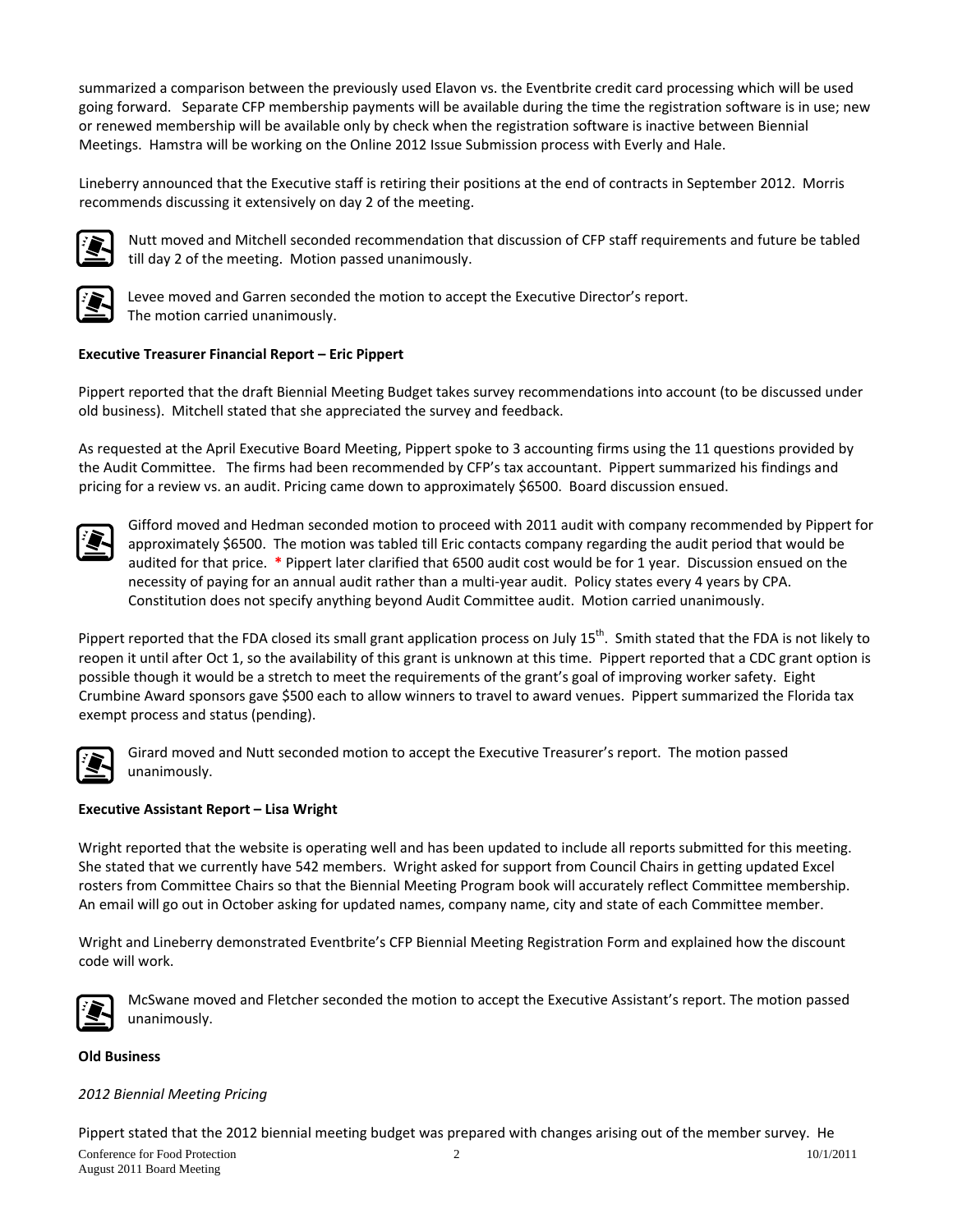summarized a comparison between the previously used Elavon vs. the Eventbrite credit card processing which will be used going forward. Separate CFP membership payments will be available during the time the registration software is in use; new or renewed membership will be available only by check when the registration software is inactive between Biennial Meetings. Hamstra will be working on the Online 2012 Issue Submission process with Everly and Hale.

Lineberry announced that the Executive staff is retiring their positions at the end of contracts in September 2012. Morris recommends discussing it extensively on day 2 of the meeting.

Nutt moved and Mitchell seconded recommendation that discussion of CFP staff requirements and future be tabled till day 2 of the meeting. Motion passed unanimously.

Levee moved and Garren seconded the motion to accept the Executive Director's report. The motion carried unanimously.

**Executive Treasurer Financial Report – Eric Pippert**

Pippert reported that the draft Biennial Meeting Budget takes survey recommendations into account (to be discussed under old business). Mitchell stated that she appreciated the survey and feedback.

As requested at the April Executive Board Meeting, Pippert spoke to 3 accounting firms using the 11 questions provided by the Audit Committee. The firms had been recommended by CFP's tax accountant. Pippert summarized his findings and pricing for a review vs. an audit. Pricing came down to approximately $6500. Board discussion ensued.

Gifford moved and Hedman seconded motion to proceed with 2011 audit with company recommended by Pippert for approximately $6500. The motion was tabled till Eric contacts company regarding the audit period that would be audited for that price. **\*** Pippert later clarified that 6500 audit cost would be for 1 year. Discussion ensued on the necessity of paying for an annual audit rather than a multi-year audit. Policy states every 4 years by CPA. Constitution does not specify anything beyond Audit Committee audit. Motion carried unanimously.

Pippert reported that the FDA closed its small grant application process on July 15th. Smith stated that the FDA is not likely to reopen it until after Oct 1, so the availability of this grant is unknown at this time. Pippert reported that a CDC grant option is possible though it would be a stretch to meet the requirements of the grant's goal of improving worker safety. Eight Crumbine Award sponsors gave $500 each to allow winners to travel to award venues. Pippert summarized the Florida tax exempt process and status (pending).

Girard moved and Nutt seconded motion to accept the Executive Treasurer's report. The motion passed unanimously.

**Executive Assistant Report – Lisa Wright**

Wright reported that the website is operating well and has been updated to include all reports submitted for this meeting. She stated that we currently have 542 members. Wright asked for support from Council Chairs in getting updated Excel rosters from Committee Chairs so that the Biennial Meeting Program book will accurately reflect Committee membership. An email will go out in October asking for updated names, company name, city and state of each Committee member.

Wright and Lineberry demonstrated Eventbrite's CFP Biennial Meeting Registration Form and explained how the discount code will work.

McSwane moved and Fletcher seconded the motion to accept the Executive Assistant's report. The motion passed unanimously.

**Old Business**

*2012 Biennial Meeting Pricing*

Pippert stated that the 2012 biennial meeting budget was prepared with changes arising out of the member survey. He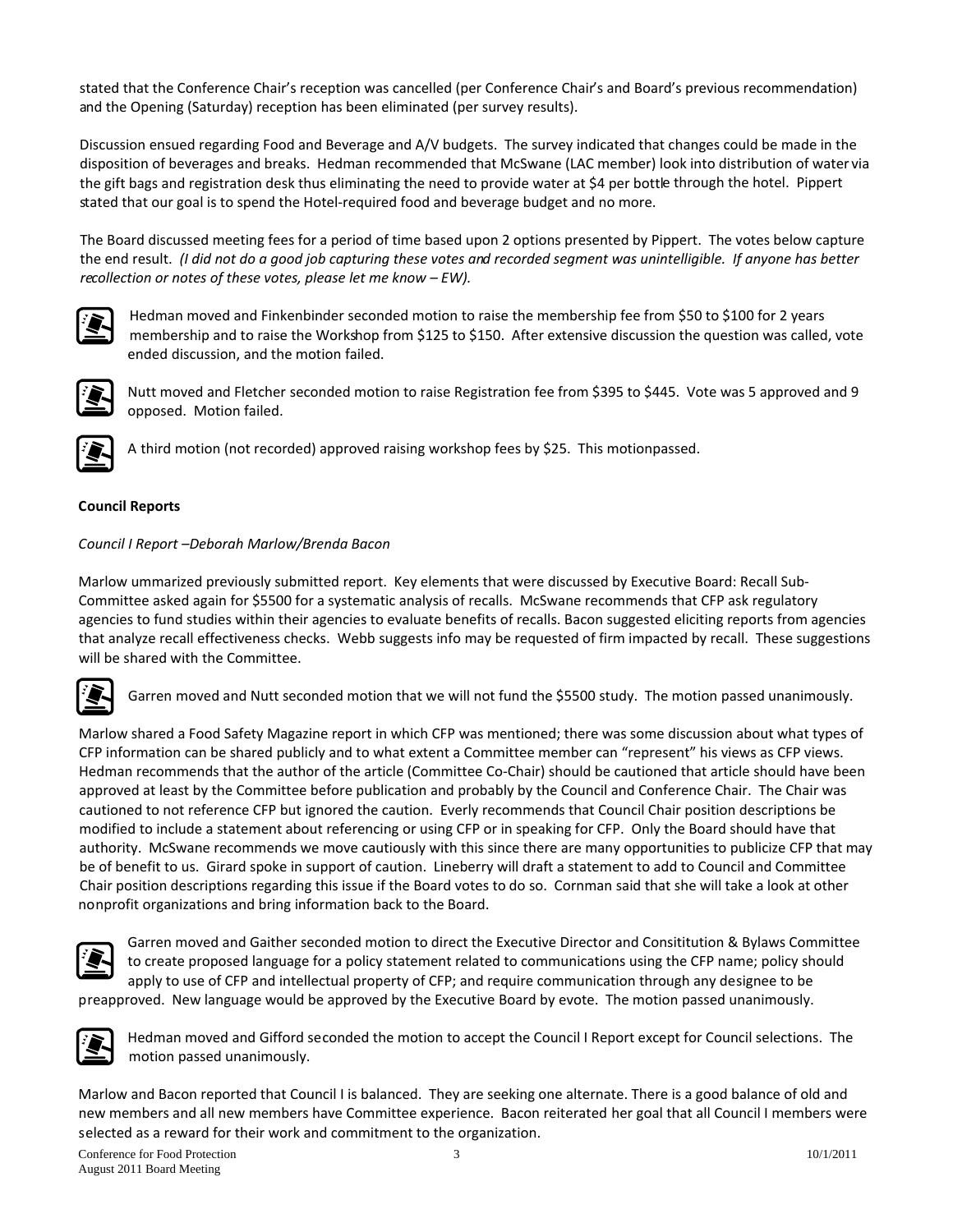stated that the Conference Chair's reception was cancelled (per Conference Chair's and Board's previous recommendation) and the Opening (Saturday) reception has been eliminated (per survey results).

Discussion ensued regarding Food and Beverage and A/V budgets. The survey indicated that changes could be made in the disposition of beverages and breaks. Hedman recommended that McSwane (LAC member) look into distribution of water via the gift bags and registration desk thus eliminating the need to provide water at $4 per bottle through the hotel. Pippert stated that our goal is to spend the Hotel-required food and beverage budget and no more.

The Board discussed meeting fees for a period of time based upon 2 options presented by Pippert. The votes below capture the end result. *(I did not do a good job capturing these votes and recorded segment was unintelligible. If anyone has better recollection or notes of these votes, please let me know – EW).*

Hedman moved and Finkenbinder seconded motion to raise the membership fee from $50 to $100 for 2 years membership and to raise the Workshop from $125 to $150. After extensive discussion the question was called, vote ended discussion, and the motion failed.

Nutt moved and Fletcher seconded motion to raise Registration fee from $395 to $445. Vote was 5 approved and 9 opposed. Motion failed.

A third motion (not recorded) approved raising workshop fees by $25. This motionpassed.

**Council Reports**

*Council I Report –Deborah Marlow/Brenda Bacon*

Marlow ummarized previously submitted report. Key elements that were discussed by Executive Board: Recall Sub-Committee asked again for $5500 for a systematic analysis of recalls. McSwane recommends that CFP ask regulatory agencies to fund studies within their agencies to evaluate benefits of recalls. Bacon suggested eliciting reports from agencies that analyze recall effectiveness checks. Webb suggests info may be requested of firm impacted by recall. These suggestions will be shared with the Committee.

Garren moved and Nutt seconded motion that we will not fund the $5500 study. The motion passed unanimously.

Marlow shared a Food Safety Magazine report in which CFP was mentioned; there was some discussion about what types of CFP information can be shared publicly and to what extent a Committee member can "represent" his views as CFP views. Hedman recommends that the author of the article (Committee Co-Chair) should be cautioned that article should have been approved at least by the Committee before publication and probably by the Council and Conference Chair. The Chair was cautioned to not reference CFP but ignored the caution. Everly recommends that Council Chair position descriptions be modified to include a statement about referencing or using CFP or in speaking for CFP. Only the Board should have that authority. McSwane recommends we move cautiously with this since there are many opportunities to publicize CFP that may be of benefit to us. Girard spoke in support of caution. Lineberry will draft a statement to add to Council and Committee Chair position descriptions regarding this issue if the Board votes to do so. Cornman said that she will take a look at other nonprofit organizations and bring information back to the Board.

Garren moved and Gaither seconded motion to direct the Executive Director and Consititution & Bylaws Committee to create proposed language for a policy statement related to communications using the CFP name; policy should apply to use of CFP and intellectual property of CFP; and require communication through any designee to be preapproved. New language would be approved by the Executive Board by evote. The motion passed unanimously.

Hedman moved and Gifford seconded the motion to accept the Council I Report except for Council selections. The motion passed unanimously.

Marlow and Bacon reported that Council I is balanced. They are seeking one alternate. There is a good balance of old and new members and all new members have Committee experience. Bacon reiterated her goal that all Council I members were selected as a reward for their work and commitment to the organization.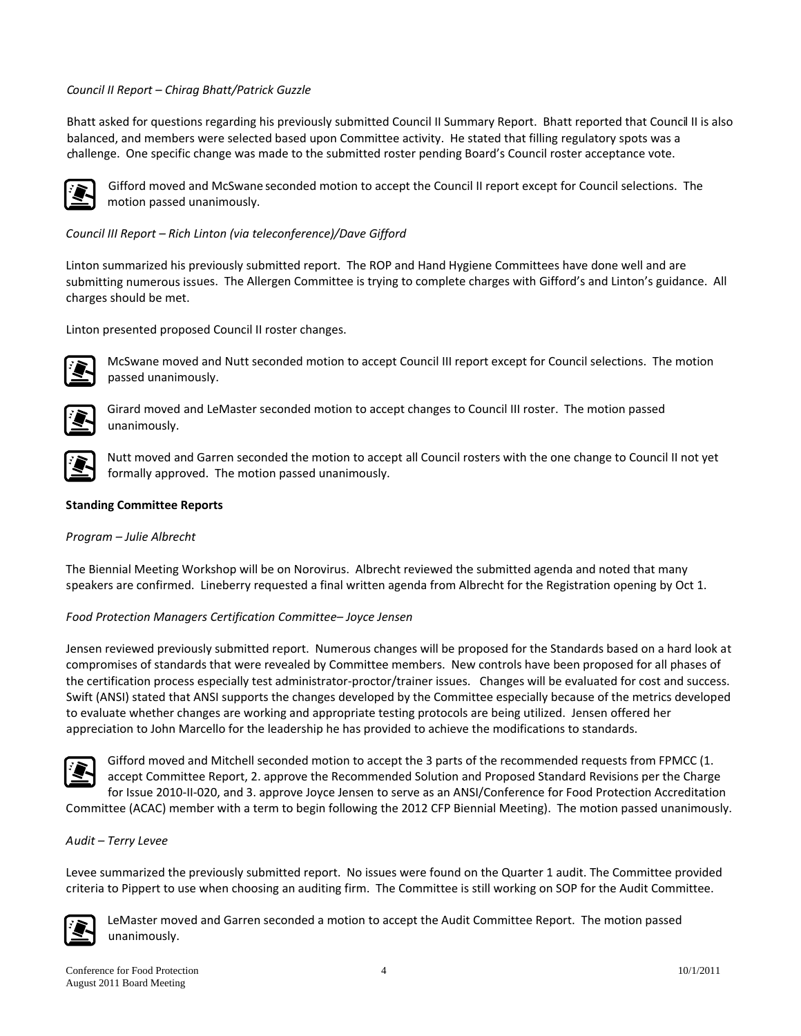*Council II Report – Chirag Bhatt/Patrick Guzzle*

Bhatt asked for questions regarding his previously submitted Council II Summary Report. Bhatt reported that Council II is also balanced, and members were selected based upon Committee activity. He stated that filling regulatory spots was a challenge. One specific change was made to the submitted roster pending Board's Council roster acceptance vote.

Gifford moved and McSwane seconded motion to accept the Council II report except for Council selections. The motion passed unanimously.

*Council III Report – Rich Linton (via teleconference)/Dave Gifford*

Linton summarized his previously submitted report. The ROP and Hand Hygiene Committees have done well and are submitting numerous issues. The Allergen Committee is trying to complete charges with Gifford's and Linton's guidance. All charges should be met.

Linton presented proposed Council II roster changes.

McSwane moved and Nutt seconded motion to accept Council III report except for Council selections. The motion passed unanimously.

Girard moved and LeMaster seconded motion to accept changes to Council III roster. The motion passed unanimously.

Nutt moved and Garren seconded the motion to accept all Council rosters with the one change to Council II not yet formally approved. The motion passed unanimously.

**Standing Committee Reports**

*Program – Julie Albrecht*

The Biennial Meeting Workshop will be on Norovirus. Albrecht reviewed the submitted agenda and noted that many speakers are confirmed. Lineberry requested a final written agenda from Albrecht for the Registration opening by Oct 1.

*Food Protection Managers Certification Committee– Joyce Jensen*

Jensen reviewed previously submitted report. Numerous changes will be proposed for the Standards based on a hard look at compromises of standards that were revealed by Committee members. New controls have been proposed for all phases of the certification process especially test administrator-proctor/trainer issues. Changes will be evaluated for cost and success. Swift (ANSI) stated that ANSI supports the changes developed by the Committee especially because of the metrics developed to evaluate whether changes are working and appropriate testing protocols are being utilized. Jensen offered her appreciation to John Marcello for the leadership he has provided to achieve the modifications to standards.

Gifford moved and Mitchell seconded motion to accept the 3 parts of the recommended requests from FPMCC (1. accept Committee Report, 2. approve the Recommended Solution and Proposed Standard Revisions per the Charge for Issue 2010-II-020, and 3. approve Joyce Jensen to serve as an ANSI/Conference for Food Protection Accreditation Committee (ACAC) member with a term to begin following the 2012 CFP Biennial Meeting). The motion passed unanimously.

*Audit – Terry Levee*

Levee summarized the previously submitted report. No issues were found on the Quarter 1 audit. The Committee provided criteria to Pippert to use when choosing an auditing firm. The Committee is still working on SOP for the Audit Committee.

LeMaster moved and Garren seconded a motion to accept the Audit Committee Report. The motion passed unanimously.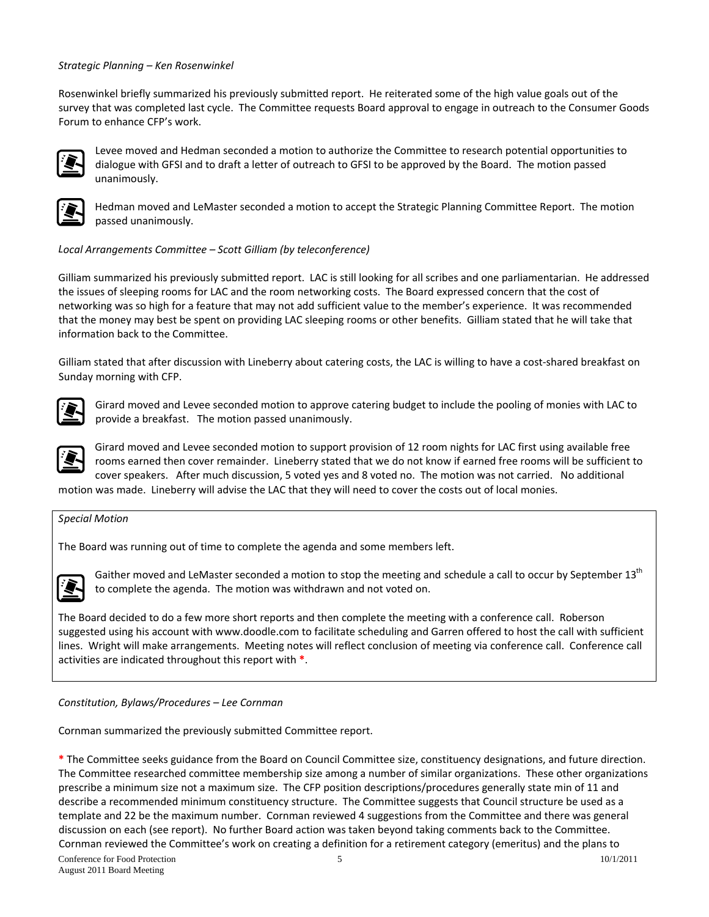*Strategic Planning – Ken Rosenwinkel*

Rosenwinkel briefly summarized his previously submitted report. He reiterated some of the high value goals out of the survey that was completed last cycle. The Committee requests Board approval to engage in outreach to the Consumer Goods Forum to enhance CFP's work.

Levee moved and Hedman seconded a motion to authorize the Committee to research potential opportunities to dialogue with GFSI and to draft a letter of outreach to GFSI to be approved by the Board. The motion passed unanimously.

Hedman moved and LeMaster seconded a motion to accept the Strategic Planning Committee Report. The motion passed unanimously.

*Local Arrangements Committee – Scott Gilliam (by teleconference)*

Gilliam summarized his previously submitted report. LAC is still looking for all scribes and one parliamentarian. He addressed the issues of sleeping rooms for LAC and the room networking costs. The Board expressed concern that the cost of networking was so high for a feature that may not add sufficient value to the member's experience. It was recommended that the money may best be spent on providing LAC sleeping rooms or other benefits. Gilliam stated that he will take that information back to the Committee.

Gilliam stated that after discussion with Lineberry about catering costs, the LAC is willing to have a cost-shared breakfast on Sunday morning with CFP.

Girard moved and Levee seconded motion to approve catering budget to include the pooling of monies with LAC to provide a breakfast. The motion passed unanimously.

Girard moved and Levee seconded motion to support provision of 12 room nights for LAC first using available free rooms earned then cover remainder. Lineberry stated that we do not know if earned free rooms will be sufficient to cover speakers. After much discussion, 5 voted yes and 8 voted no. The motion was not carried. No additional motion was made. Lineberry will advise the LAC that they will need to cover the costs out of local monies.

*Special Motion*

The Board was running out of time to complete the agenda and some members left.

Gaither moved and LeMaster seconded a motion to stop the meeting and schedule a call to occur by September 13th to complete the agenda. The motion was withdrawn and not voted on.

The Board decided to do a few more short reports and then complete the meeting with a conference call. Roberson suggested using his account with www.doodle.com to facilitate scheduling and Garren offered to host the call with sufficient lines. Wright will make arrangements. Meeting notes will reflect conclusion of meeting via conference call. Conference call activities are indicated throughout this report with *.

*Constitution, Bylaws/Procedures – Lee Cornman*

Cornman summarized the previously submitted Committee report.

* The Committee seeks guidance from the Board on Council Committee size, constituency designations, and future direction. The Committee researched committee membership size among a number of similar organizations. These other organizations prescribe a minimum size not a maximum size. The CFP position descriptions/procedures generally state min of 11 and describe a recommended minimum constituency structure. The Committee suggests that Council structure be used as a template and 22 be the maximum number. Cornman reviewed 4 suggestions from the Committee and there was general discussion on each (see report). No further Board action was taken beyond taking comments back to the Committee. Cornman reviewed the Committee's work on creating a definition for a retirement category (emeritus) and the plans to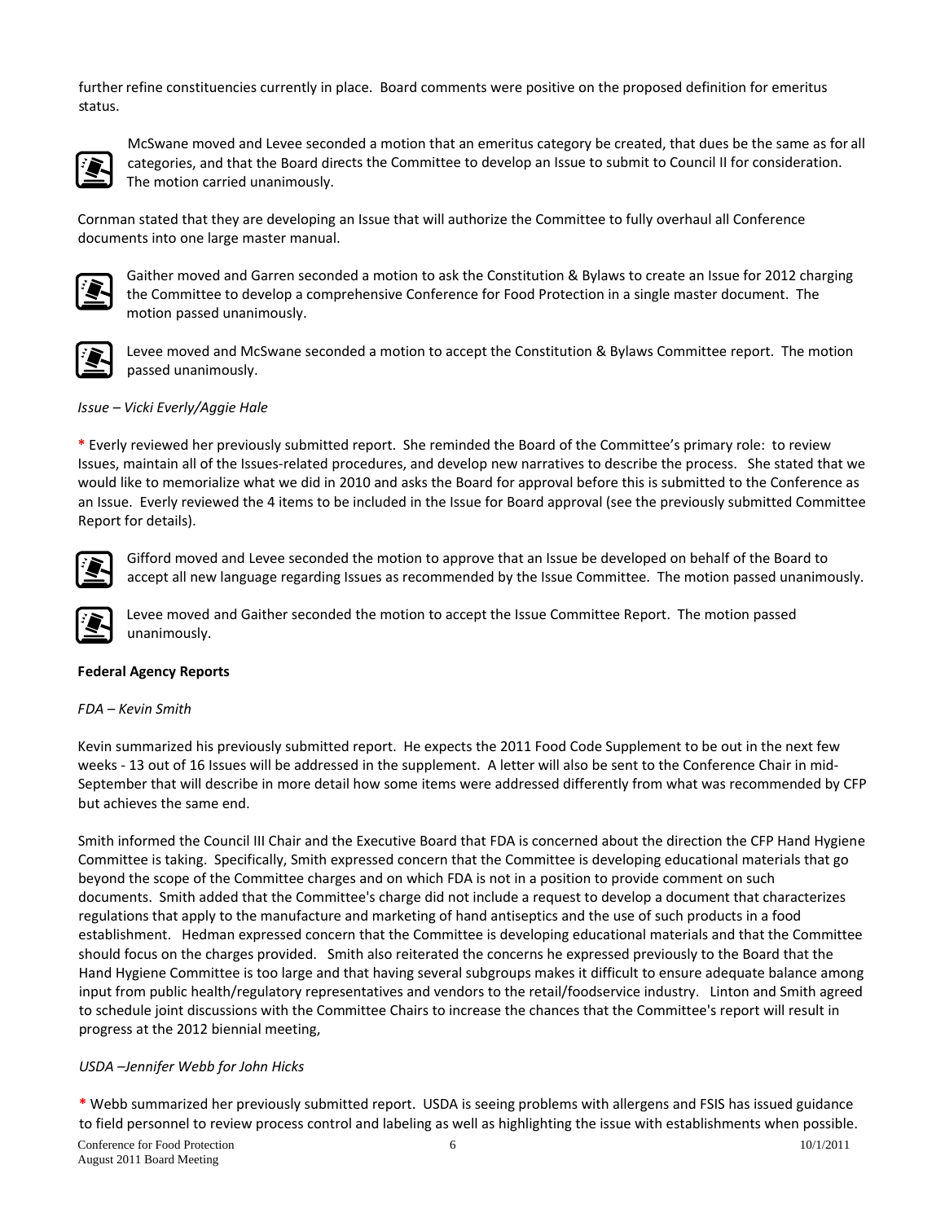further refine constituencies currently in place. Board comments were positive on the proposed definition for emeritus status.

McSwane moved and Levee seconded a motion that an emeritus category be created, that dues be the same as for all categories, and that the Board directs the Committee to develop an Issue to submit to Council II for consideration. The motion carried unanimously.

Cornman stated that they are developing an Issue that will authorize the Committee to fully overhaul all Conference documents into one large master manual.

Gaither moved and Garren seconded a motion to ask the Constitution & Bylaws to create an Issue for 2012 charging the Committee to develop a comprehensive Conference for Food Protection in a single master document. The motion passed unanimously.

Levee moved and McSwane seconded a motion to accept the Constitution & Bylaws Committee report. The motion passed unanimously.

*Issue – Vicki Everly/Aggie Hale*

\* Everly reviewed her previously submitted report. She reminded the Board of the Committee's primary role: to review Issues, maintain all of the Issues-related procedures, and develop new narratives to describe the process. She stated that we would like to memorialize what we did in 2010 and asks the Board for approval before this is submitted to the Conference as an Issue. Everly reviewed the 4 items to be included in the Issue for Board approval (see the previously submitted Committee Report for details).

Gifford moved and Levee seconded the motion to approve that an Issue be developed on behalf of the Board to accept all new language regarding Issues as recommended by the Issue Committee. The motion passed unanimously.

Levee moved and Gaither seconded the motion to accept the Issue Committee Report. The motion passed unanimously.

**Federal Agency Reports**

*FDA – Kevin Smith*

Kevin summarized his previously submitted report. He expects the 2011 Food Code Supplement to be out in the next few weeks - 13 out of 16 Issues will be addressed in the supplement. A letter will also be sent to the Conference Chair in mid-September that will describe in more detail how some items were addressed differently from what was recommended by CFP but achieves the same end.

Smith informed the Council III Chair and the Executive Board that FDA is concerned about the direction the CFP Hand Hygiene Committee is taking. Specifically, Smith expressed concern that the Committee is developing educational materials that go beyond the scope of the Committee charges and on which FDA is not in a position to provide comment on such documents. Smith added that the Committee's charge did not include a request to develop a document that characterizes regulations that apply to the manufacture and marketing of hand antiseptics and the use of such products in a food establishment. Hedman expressed concern that the Committee is developing educational materials and that the Committee should focus on the charges provided. Smith also reiterated the concerns he expressed previously to the Board that the Hand Hygiene Committee is too large and that having several subgroups makes it difficult to ensure adequate balance among input from public health/regulatory representatives and vendors to the retail/foodservice industry. Linton and Smith agreed to schedule joint discussions with the Committee Chairs to increase the chances that the Committee's report will result in progress at the 2012 biennial meeting,

*USDA –Jennifer Webb for John Hicks*

\* Webb summarized her previously submitted report. USDA is seeing problems with allergens and FSIS has issued guidance to field personnel to review process control and labeling as well as highlighting the issue with establishments when possible.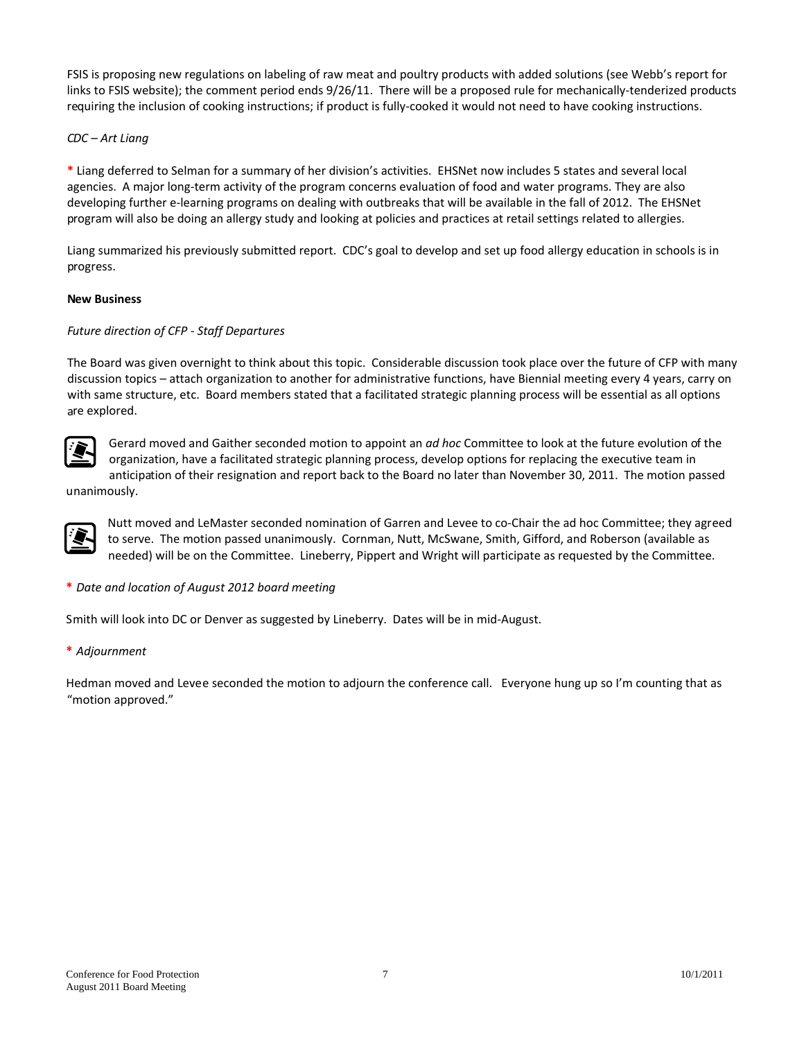FSIS is proposing new regulations on labeling of raw meat and poultry products with added solutions (see Webb's report for links to FSIS website); the comment period ends 9/26/11. There will be a proposed rule for mechanically-tenderized products requiring the inclusion of cooking instructions; if product is fully-cooked it would not need to have cooking instructions.

*CDC – Art Liang*

* Liang deferred to Selman for a summary of her division's activities. EHSNet now includes 5 states and several local agencies. A major long-term activity of the program concerns evaluation of food and water programs. They are also developing further e-learning programs on dealing with outbreaks that will be available in the fall of 2012. The EHSNet program will also be doing an allergy study and looking at policies and practices at retail settings related to allergies.

Liang summarized his previously submitted report. CDC's goal to develop and set up food allergy education in schools is in progress.

**New Business**

*Future direction of CFP - Staff Departures*

The Board was given overnight to think about this topic. Considerable discussion took place over the future of CFP with many discussion topics – attach organization to another for administrative functions, have Biennial meeting every 4 years, carry on with same structure, etc. Board members stated that a facilitated strategic planning process will be essential as all options are explored.

Gerard moved and Gaither seconded motion to appoint an *ad hoc* Committee to look at the future evolution of the organization, have a facilitated strategic planning process, develop options for replacing the executive team in anticipation of their resignation and report back to the Board no later than November 30, 2011. The motion passed unanimously.

Nutt moved and LeMaster seconded nomination of Garren and Levee to co-Chair the ad hoc Committee; they agreed to serve. The motion passed unanimously. Cornman, Nutt, McSwane, Smith, Gifford, and Roberson (available as needed) will be on the Committee. Lineberry, Pippert and Wright will participate as requested by the Committee.

* *Date and location of August 2012 board meeting*

Smith will look into DC or Denver as suggested by Lineberry. Dates will be in mid-August.

* *Adjournment*

Hedman moved and Levee seconded the motion to adjourn the conference call. Everyone hung up so I'm counting that as "motion approved."